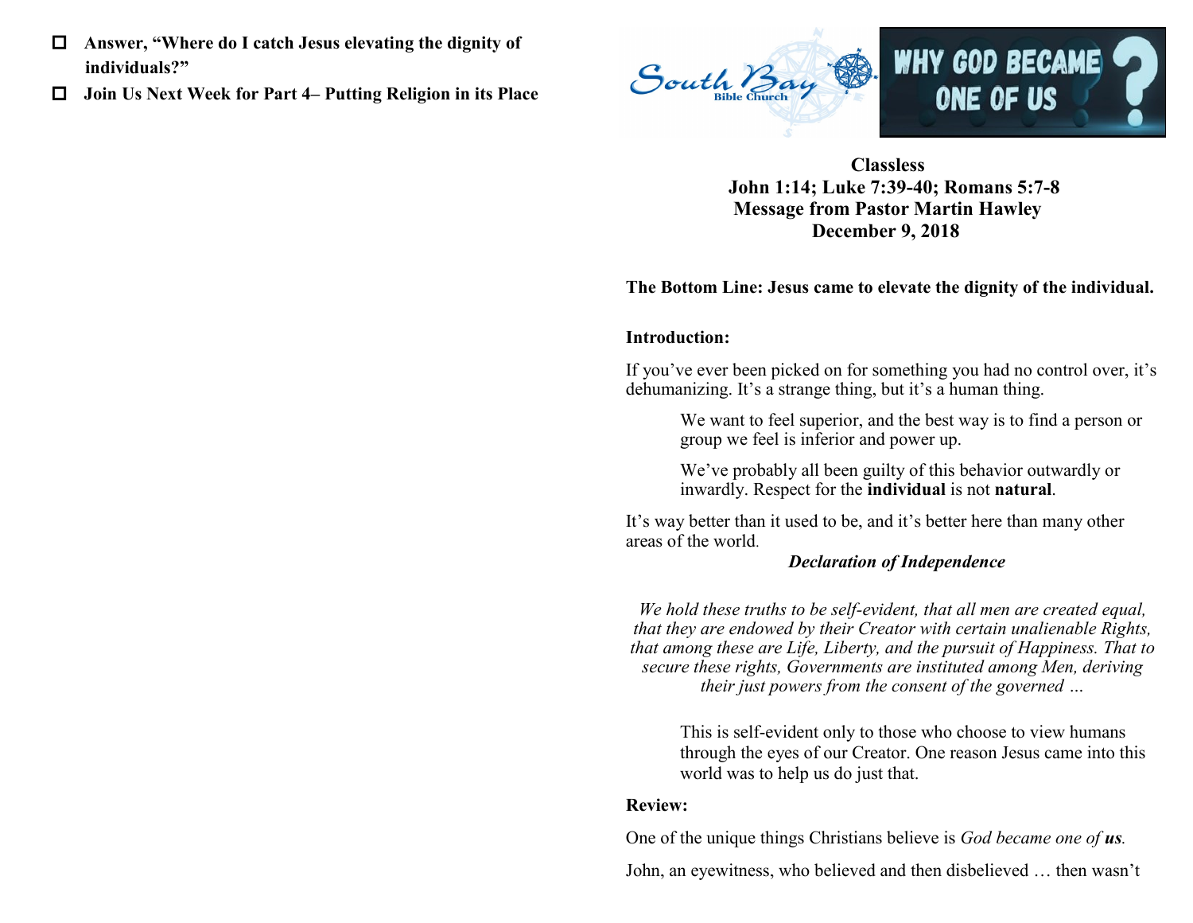- ☐ **Answer, "Where do I catch Jesus elevating the dignity of individuals?"**
- ☐ **Join Us Next Week for Part 4– Putting Religion in its Place**

South Bay Bible Church

WHY GOD BECAME ONE OF US?

**Classless**
**John 1:14; Luke 7:39-40; Romans 5:7-8**
**Message from Pastor Martin Hawley**
**December 9, 2018**

**The Bottom Line: Jesus came to elevate the dignity of the individual.**

**Introduction:**

If you've ever been picked on for something you had no control over, it's dehumanizing. It's a strange thing, but it's a human thing.

> We want to feel superior, and the best way is to find a person or group we feel is inferior and power up.
>
> We've probably all been guilty of this behavior outwardly or inwardly. Respect for the **individual** is not **natural**.

It's way better than it used to be, and it's better here than many other areas of the world.

***Declaration of Independence***

*We hold these truths to be self-evident, that all men are created equal, that they are endowed by their Creator with certain unalienable Rights, that among these are Life, Liberty, and the pursuit of Happiness. That to secure these rights, Governments are instituted among Men, deriving their just powers from the consent of the governed …*

> This is self-evident only to those who choose to view humans through the eyes of our Creator. One reason Jesus came into this world was to help us do just that.

**Review:**

One of the unique things Christians believe is *God became one of **us**.*

John, an eyewitness, who believed and then disbelieved … then wasn't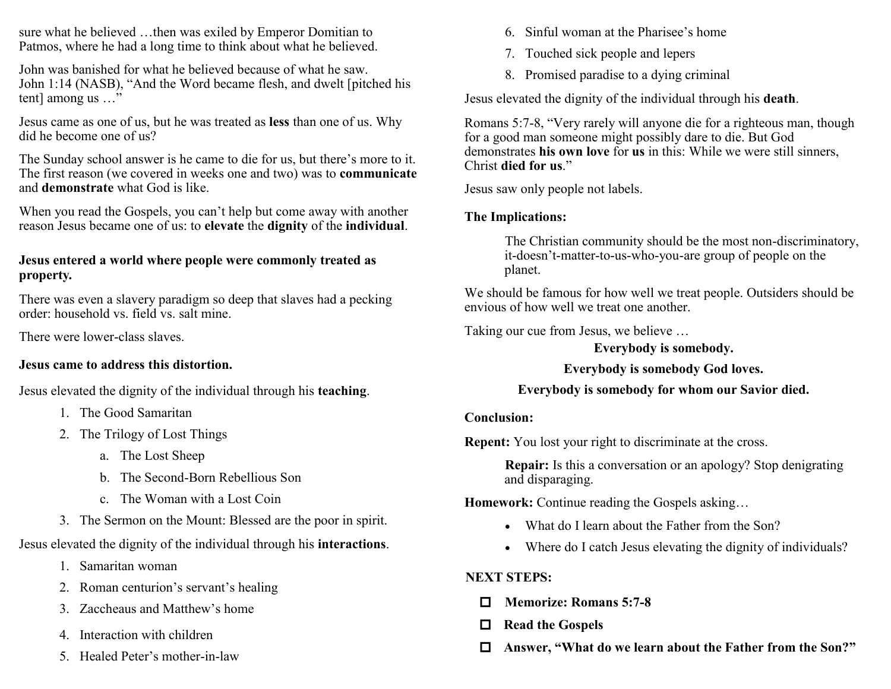sure what he believed …then was exiled by Emperor Domitian to Patmos, where he had a long time to think about what he believed.

John was banished for what he believed because of what he saw. John 1:14 (NASB), "And the Word became flesh, and dwelt [pitched his tent] among us …"

Jesus came as one of us, but he was treated as **less** than one of us. Why did he become one of us?

The Sunday school answer is he came to die for us, but there's more to it. The first reason (we covered in weeks one and two) was to **communicate** and **demonstrate** what God is like.

When you read the Gospels, you can't help but come away with another reason Jesus became one of us: to **elevate** the **dignity** of the **individual**.

**Jesus entered a world where people were commonly treated as property.**

There was even a slavery paradigm so deep that slaves had a pecking order: household vs. field vs. salt mine.

There were lower-class slaves.

**Jesus came to address this distortion.**

Jesus elevated the dignity of the individual through his **teaching**.

1. The Good Samaritan
2. The Trilogy of Lost Things
    a. The Lost Sheep
    b. The Second-Born Rebellious Son
    c. The Woman with a Lost Coin
3. The Sermon on the Mount: Blessed are the poor in spirit.

Jesus elevated the dignity of the individual through his **interactions**.

1. Samaritan woman
2. Roman centurion's servant's healing
3. Zaccheaus and Matthew's home
4. Interaction with children
5. Healed Peter's mother-in-law
6. Sinful woman at the Pharisee's home
7. Touched sick people and lepers
8. Promised paradise to a dying criminal

Jesus elevated the dignity of the individual through his **death**.

Romans 5:7-8, "Very rarely will anyone die for a righteous man, though for a good man someone might possibly dare to die. But God demonstrates **his own love** for **us** in this: While we were still sinners, Christ **died for us**."

Jesus saw only people not labels.

**The Implications:**

> The Christian community should be the most non-discriminatory, it-doesn't-matter-to-us-who-you-are group of people on the planet.

We should be famous for how well we treat people. Outsiders should be envious of how well we treat one another.

Taking our cue from Jesus, we believe …

**Everybody is somebody.**

**Everybody is somebody God loves.**

**Everybody is somebody for whom our Savior died.**

**Conclusion:**

**Repent:** You lost your right to discriminate at the cross.

> **Repair:** Is this a conversation or an apology? Stop denigrating and disparaging.

**Homework:** Continue reading the Gospels asking…

- What do I learn about the Father from the Son?
- Where do I catch Jesus elevating the dignity of individuals?

**NEXT STEPS:**

- ☐ **Memorize: Romans 5:7-8**
- ☐ **Read the Gospels**
- ☐ **Answer, "What do we learn about the Father from the Son?"**